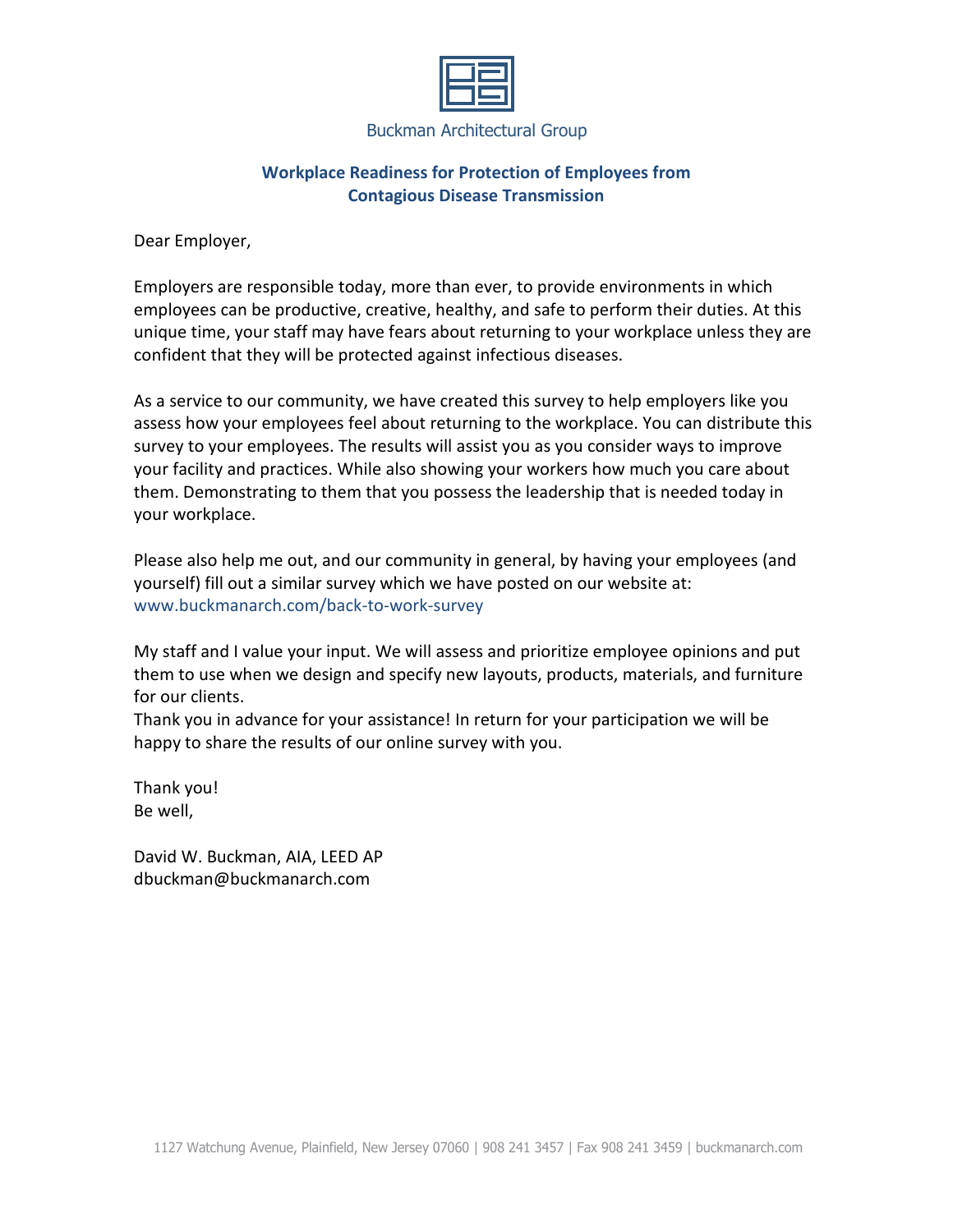Buckman Architectural Group

## Workplace Readiness for Protection of Employees from Contagious Disease Transmission

Dear Employer,

Employers are responsible today, more than ever, to provide environments in which employees can be productive, creative, healthy, and safe to perform their duties. At this unique time, your staff may have fears about returning to your workplace unless they are confident that they will be protected against infectious diseases.

As a service to our community, we have created this survey to help employers like you assess how your employees feel about returning to the workplace. You can distribute this survey to your employees. The results will assist you as you consider ways to improve your facility and practices. While also showing your workers how much you care about them. Demonstrating to them that you possess the leadership that is needed today in your workplace.

Please also help me out, and our community in general, by having your employees (and yourself) fill out a similar survey which we have posted on our website at: www.buckmanarch.com/back-to-work-survey

My staff and I value your input. We will assess and prioritize employee opinions and put them to use when we design and specify new layouts, products, materials, and furniture for our clients.
Thank you in advance for your assistance! In return for your participation we will be happy to share the results of our online survey with you.

Thank you!
Be well,

David W. Buckman, AIA, LEED AP
dbuckman@buckmanarch.com

1127 Watchung Avenue, Plainfield, New Jersey 07060 | 908 241 3457 | Fax 908 241 3459 | buckmanarch.com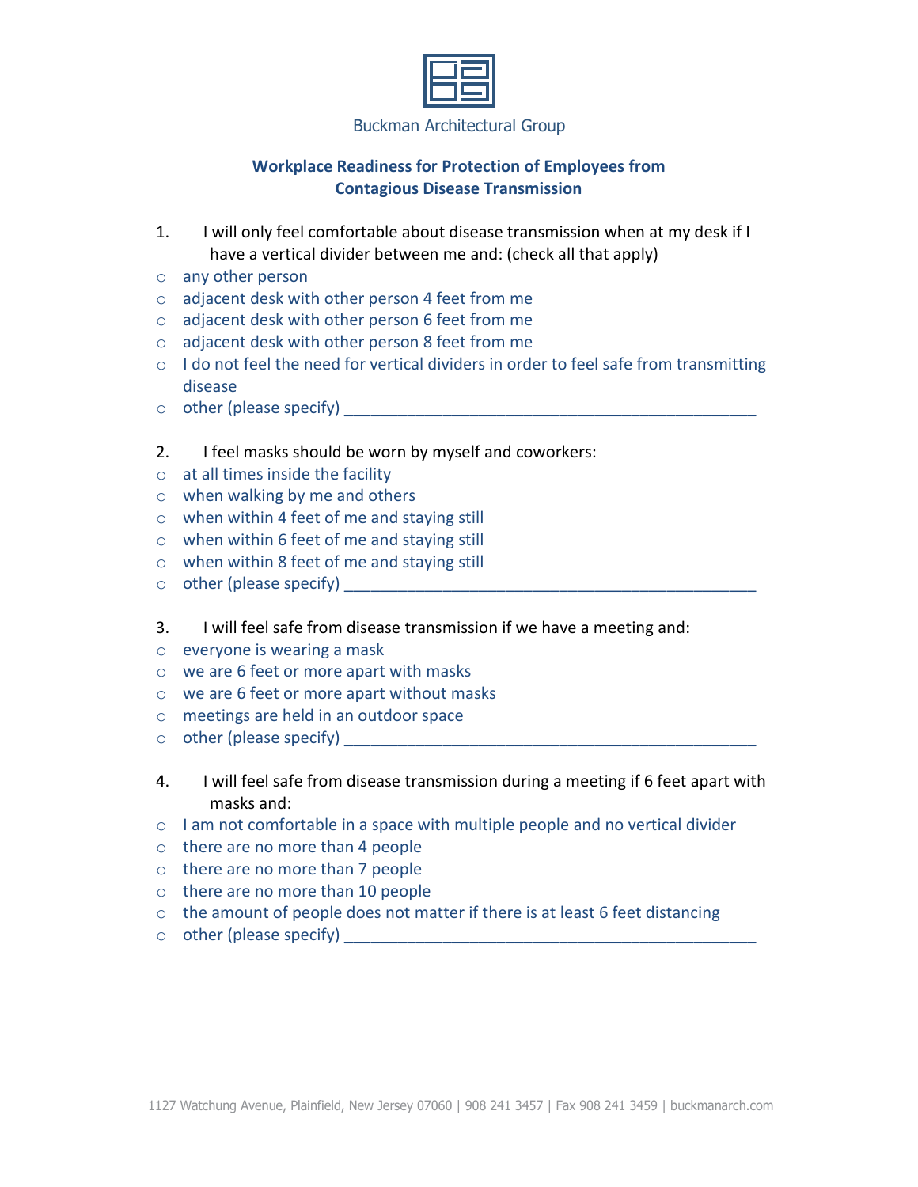Buckman Architectural Group

## Workplace Readiness for Protection of Employees from Contagious Disease Transmission

1. I will only feel comfortable about disease transmission when at my desk if I have a vertical divider between me and: (check all that apply)
   - any other person
   - adjacent desk with other person 4 feet from me
   - adjacent desk with other person 6 feet from me
   - adjacent desk with other person 8 feet from me
   - I do not feel the need for vertical dividers in order to feel safe from transmitting disease
   - other (please specify) ________________________________________________

2. I feel masks should be worn by myself and coworkers:
   - at all times inside the facility
   - when walking by me and others
   - when within 4 feet of me and staying still
   - when within 6 feet of me and staying still
   - when within 8 feet of me and staying still
   - other (please specify) ________________________________________________

3. I will feel safe from disease transmission if we have a meeting and:
   - everyone is wearing a mask
   - we are 6 feet or more apart with masks
   - we are 6 feet or more apart without masks
   - meetings are held in an outdoor space
   - other (please specify) ________________________________________________

4. I will feel safe from disease transmission during a meeting if 6 feet apart with masks and:
   - I am not comfortable in a space with multiple people and no vertical divider
   - there are no more than 4 people
   - there are no more than 7 people
   - there are no more than 10 people
   - the amount of people does not matter if there is at least 6 feet distancing
   - other (please specify) ________________________________________________

1127 Watchung Avenue, Plainfield, New Jersey 07060 | 908 241 3457 | Fax 908 241 3459 | buckmanarch.com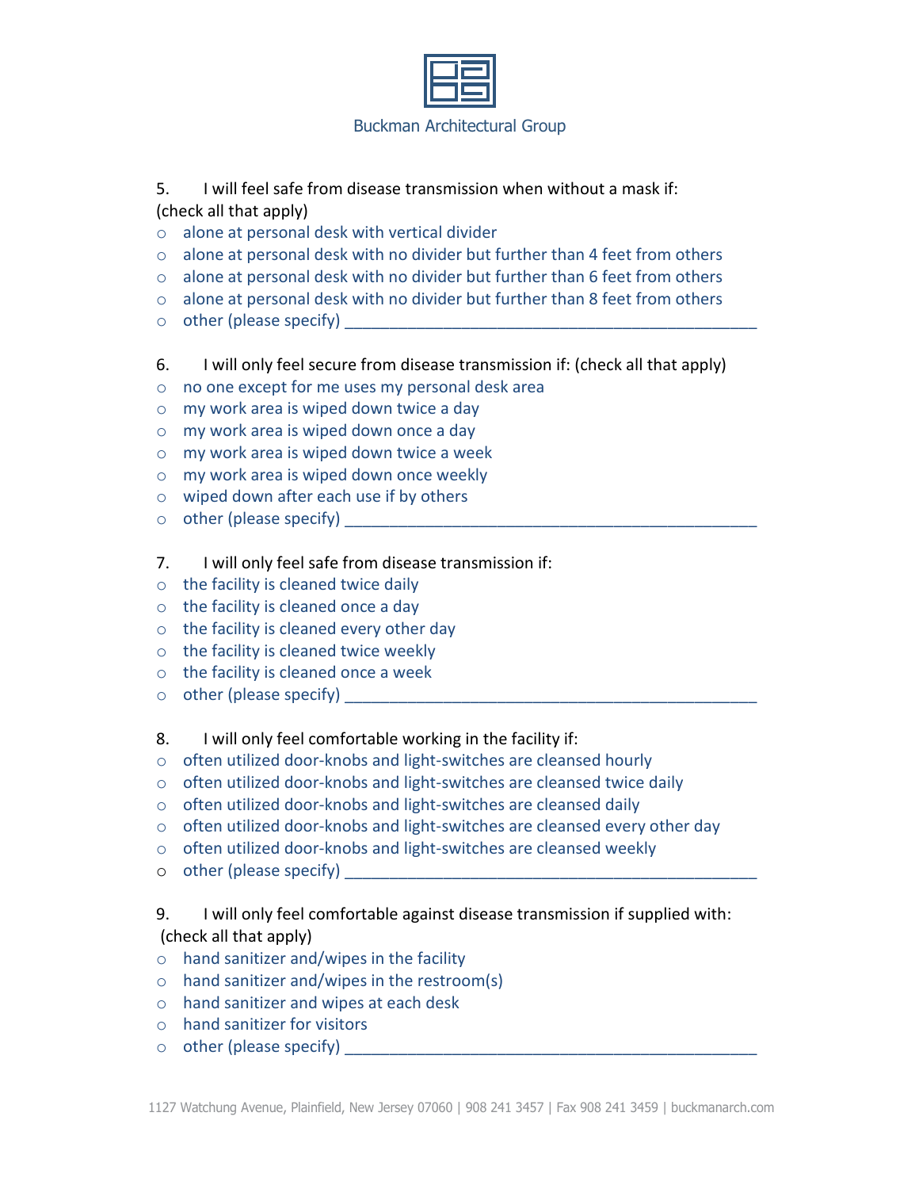Buckman Architectural Group

5. I will feel safe from disease transmission when without a mask if: (check all that apply)

- alone at personal desk with vertical divider
- alone at personal desk with no divider but further than 4 feet from others
- alone at personal desk with no divider but further than 6 feet from others
- alone at personal desk with no divider but further than 8 feet from others
- other (please specify) ______________________________________________

6. I will only feel secure from disease transmission if: (check all that apply)

- no one except for me uses my personal desk area
- my work area is wiped down twice a day
- my work area is wiped down once a day
- my work area is wiped down twice a week
- my work area is wiped down once weekly
- wiped down after each use if by others
- other (please specify) ______________________________________________

7. I will only feel safe from disease transmission if:

- the facility is cleaned twice daily
- the facility is cleaned once a day
- the facility is cleaned every other day
- the facility is cleaned twice weekly
- the facility is cleaned once a week
- other (please specify) ______________________________________________

8. I will only feel comfortable working in the facility if:

- often utilized door-knobs and light-switches are cleansed hourly
- often utilized door-knobs and light-switches are cleansed twice daily
- often utilized door-knobs and light-switches are cleansed daily
- often utilized door-knobs and light-switches are cleansed every other day
- often utilized door-knobs and light-switches are cleansed weekly
- other (please specify) ______________________________________________

9. I will only feel comfortable against disease transmission if supplied with: (check all that apply)

- hand sanitizer and/wipes in the facility
- hand sanitizer and/wipes in the restroom(s)
- hand sanitizer and wipes at each desk
- hand sanitizer for visitors
- other (please specify) ______________________________________________

1127 Watchung Avenue, Plainfield, New Jersey 07060 | 908 241 3457 | Fax 908 241 3459 | buckmanarch.com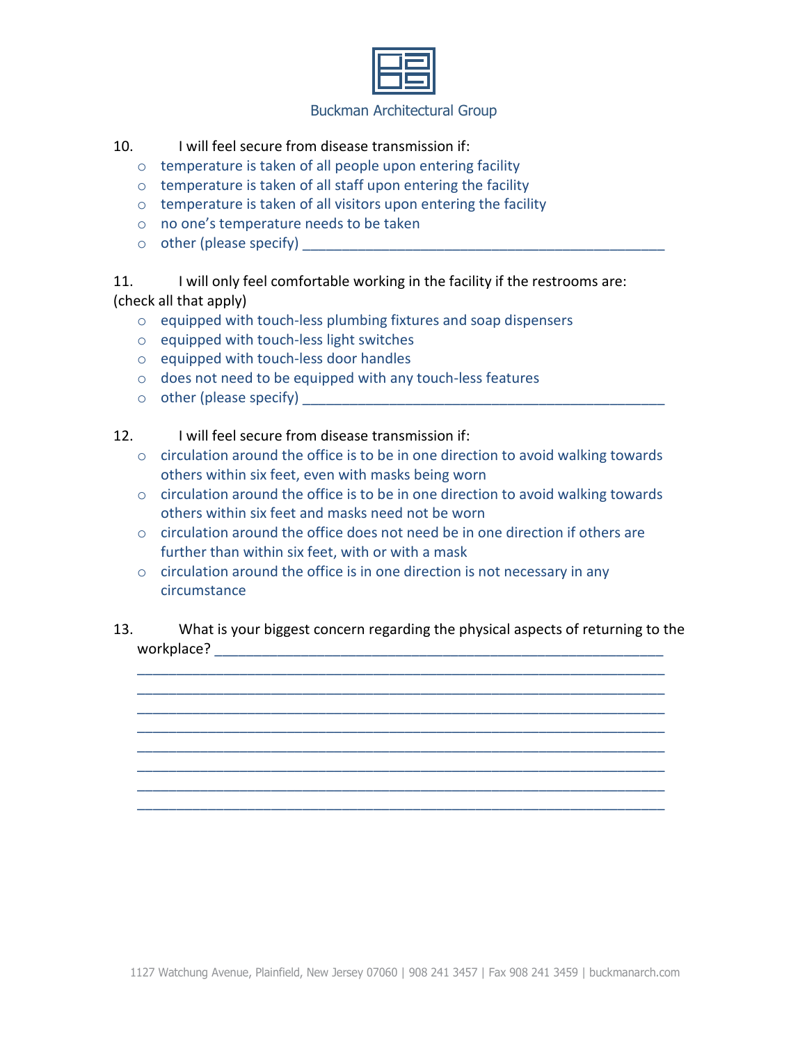Buckman Architectural Group

10. I will feel secure from disease transmission if:
   - ○ temperature is taken of all people upon entering facility
   - ○ temperature is taken of all staff upon entering the facility
   - ○ temperature is taken of all visitors upon entering the facility
   - ○ no one's temperature needs to be taken
   - ○ other (please specify) ______________________________________________

11. I will only feel comfortable working in the facility if the restrooms are: (check all that apply)
   - ○ equipped with touch-less plumbing fixtures and soap dispensers
   - ○ equipped with touch-less light switches
   - ○ equipped with touch-less door handles
   - ○ does not need to be equipped with any touch-less features
   - ○ other (please specify) ______________________________________________

12. I will feel secure from disease transmission if:
   - ○ circulation around the office is to be in one direction to avoid walking towards others within six feet, even with masks being worn
   - ○ circulation around the office is to be in one direction to avoid walking towards others within six feet and masks need not be worn
   - ○ circulation around the office does not need be in one direction if others are further than within six feet, with or with a mask
   - ○ circulation around the office is in one direction is not necessary in any circumstance

13. What is your biggest concern regarding the physical aspects of returning to the workplace? ________________________________________________________
_____________________________________________________________________
_____________________________________________________________________
_____________________________________________________________________
_____________________________________________________________________
_____________________________________________________________________
_____________________________________________________________________
_____________________________________________________________________
_____________________________________________________________________

1127 Watchung Avenue, Plainfield, New Jersey 07060 | 908 241 3457 | Fax 908 241 3459 | buckmanarch.com